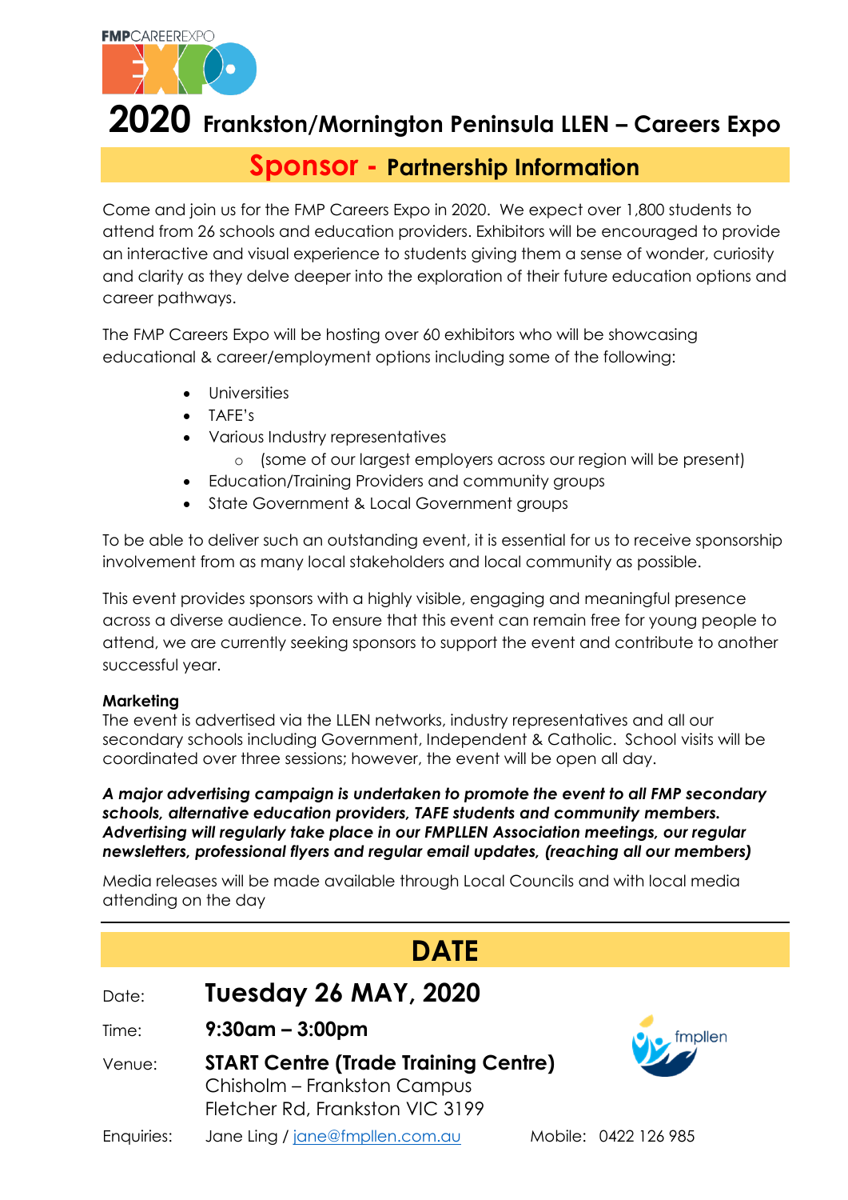# 2020 Frankston/Mornington Peninsula LLEN – Careers Expo

## Sponsor - Partnership Information

Come and join us for the FMP Careers Expo in 2020. We expect over 1,800 students to attend from 26 schools and education providers. Exhibitors will be encouraged to provide an interactive and visual experience to students giving them a sense of wonder, curiosity and clarity as they delve deeper into the exploration of their future education options and career pathways.

The FMP Careers Expo will be hosting over 60 exhibitors who will be showcasing educational & career/employment options including some of the following:

- Universities
- TAFE's
- Various Industry representatives
  - (some of our largest employers across our region will be present)
- Education/Training Providers and community groups
- State Government & Local Government groups

To be able to deliver such an outstanding event, it is essential for us to receive sponsorship involvement from as many local stakeholders and local community as possible.

This event provides sponsors with a highly visible, engaging and meaningful presence across a diverse audience. To ensure that this event can remain free for young people to attend, we are currently seeking sponsors to support the event and contribute to another successful year.

**Marketing**
The event is advertised via the LLEN networks, industry representatives and all our secondary schools including Government, Independent & Catholic. School visits will be coordinated over three sessions; however, the event will be open all day.

***A major advertising campaign is undertaken to promote the event to all FMP secondary schools, alternative education providers, TAFE students and community members. Advertising will regularly take place in our FMPLLEN Association meetings, our regular newsletters, professional flyers and regular email updates, (reaching all our members)***

Media releases will be made available through Local Councils and with local media attending on the day

## DATE

Date: **Tuesday 26 MAY, 2020**

Time: **9:30am – 3:00pm**

Venue: **START Centre (Trade Training Centre)**
Chisholm – Frankston Campus
Fletcher Rd, Frankston VIC 3199

Enquiries: Jane Ling / jane@fmpllen.com.au Mobile: 0422 126 985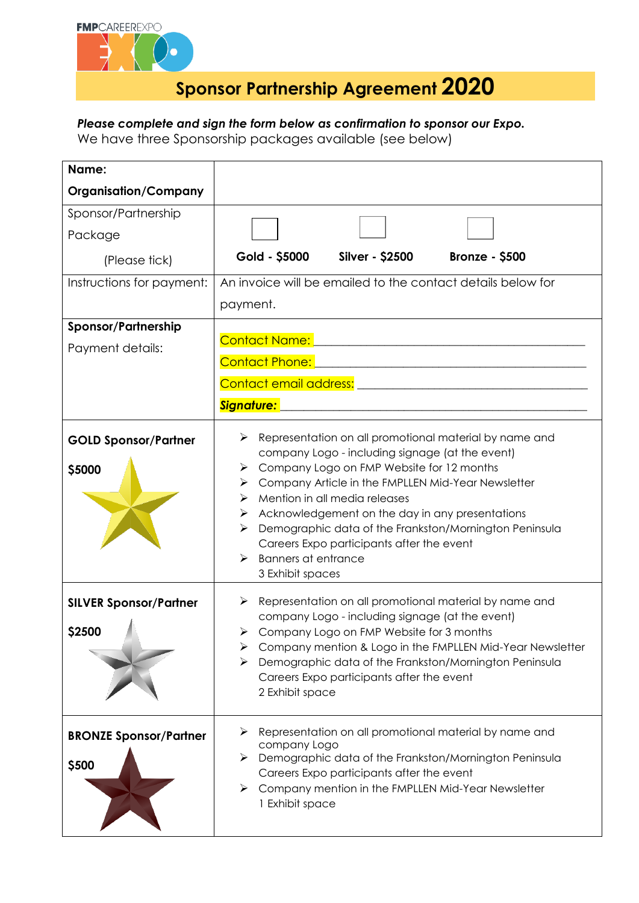FMPCAREEREXPO

# Sponsor Partnership Agreement 2020

***Please complete and sign the form below as confirmation to sponsor our Expo.***
We have three Sponsorship packages available (see below)

| | |
|---|---|
| **Name:**<br>**Organisation/Company** | |
| Sponsor/Partnership Package<br>(Please tick) | ☐ **Gold - $5000** ☐ **Silver - $2500** ☐ **Bronze - $500** |
| Instructions for payment: | An invoice will be emailed to the contact details below for payment. |
| **Sponsor/Partnership** Payment details: | Contact Name: \_\_\_\_\_\_\_\_\_\_\_\_\_\_\_\_<br>Contact Phone: \_\_\_\_\_\_\_\_\_\_\_\_\_\_\_\_<br>Contact email address: \_\_\_\_\_\_\_\_\_\_\_\_\_\_\_\_<br>***Signature:*** \_\_\_\_\_\_\_\_\_\_\_\_\_\_\_\_ |
| **GOLD Sponsor/Partner**<br>**$5000** | ➢ Representation on all promotional material by name and company Logo - including signage (at the event)<br>➢ Company Logo on FMP Website for 12 months<br>➢ Company Article in the FMPLLEN Mid-Year Newsletter<br>➢ Mention in all media releases<br>➢ Acknowledgement on the day in any presentations<br>➢ Demographic data of the Frankston/Mornington Peninsula Careers Expo participants after the event<br>➢ Banners at entrance<br>3 Exhibit spaces |
| **SILVER Sponsor/Partner**<br>**$2500** | ➢ Representation on all promotional material by name and company Logo - including signage (at the event)<br>➢ Company Logo on FMP Website for 3 months<br>➢ Company mention & Logo in the FMPLLEN Mid-Year Newsletter<br>➢ Demographic data of the Frankston/Mornington Peninsula Careers Expo participants after the event<br>2 Exhibit space |
| **BRONZE Sponsor/Partner**<br>**$500** | ➢ Representation on all promotional material by name and company Logo<br>➢ Demographic data of the Frankston/Mornington Peninsula Careers Expo participants after the event<br>➢ Company mention in the FMPLLEN Mid-Year Newsletter<br>1 Exhibit space |